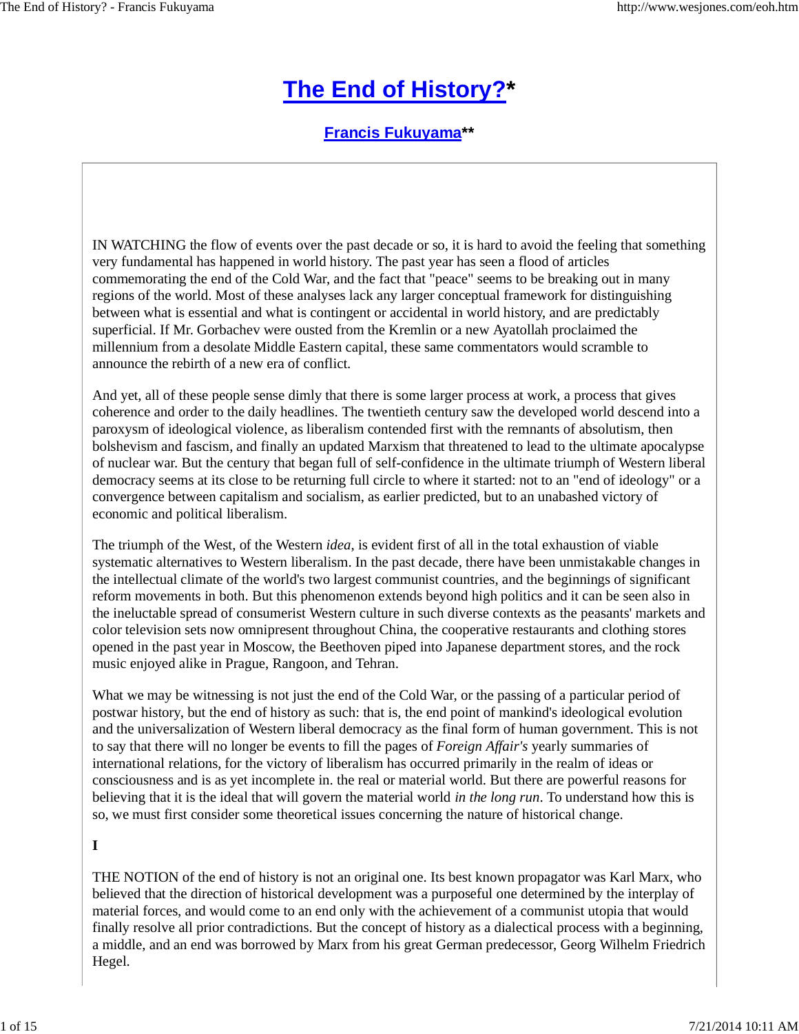# The End of History?*

## Francis Fukuyama**

IN WATCHING the flow of events over the past decade or so, it is hard to avoid the feeling that something very fundamental has happened in world history. The past year has seen a flood of articles commemorating the end of the Cold War, and the fact that "peace" seems to be breaking out in many regions of the world. Most of these analyses lack any larger conceptual framework for distinguishing between what is essential and what is contingent or accidental in world history, and are predictably superficial. If Mr. Gorbachev were ousted from the Kremlin or a new Ayatollah proclaimed the millennium from a desolate Middle Eastern capital, these same commentators would scramble to announce the rebirth of a new era of conflict.

And yet, all of these people sense dimly that there is some larger process at work, a process that gives coherence and order to the daily headlines. The twentieth century saw the developed world descend into a paroxysm of ideological violence, as liberalism contended first with the remnants of absolutism, then bolshevism and fascism, and finally an updated Marxism that threatened to lead to the ultimate apocalypse of nuclear war. But the century that began full of self-confidence in the ultimate triumph of Western liberal democracy seems at its close to be returning full circle to where it started: not to an "end of ideology" or a convergence between capitalism and socialism, as earlier predicted, but to an unabashed victory of economic and political liberalism.

The triumph of the West, of the Western *idea*, is evident first of all in the total exhaustion of viable systematic alternatives to Western liberalism. In the past decade, there have been unmistakable changes in the intellectual climate of the world's two largest communist countries, and the beginnings of significant reform movements in both. But this phenomenon extends beyond high politics and it can be seen also in the ineluctable spread of consumerist Western culture in such diverse contexts as the peasants' markets and color television sets now omnipresent throughout China, the cooperative restaurants and clothing stores opened in the past year in Moscow, the Beethoven piped into Japanese department stores, and the rock music enjoyed alike in Prague, Rangoon, and Tehran.

What we may be witnessing is not just the end of the Cold War, or the passing of a particular period of postwar history, but the end of history as such: that is, the end point of mankind's ideological evolution and the universalization of Western liberal democracy as the final form of human government. This is not to say that there will no longer be events to fill the pages of *Foreign Affair's* yearly summaries of international relations, for the victory of liberalism has occurred primarily in the realm of ideas or consciousness and is as yet incomplete in. the real or material world. But there are powerful reasons for believing that it is the ideal that will govern the material world *in the long run*. To understand how this is so, we must first consider some theoretical issues concerning the nature of historical change.

**I**

THE NOTION of the end of history is not an original one. Its best known propagator was Karl Marx, who believed that the direction of historical development was a purposeful one determined by the interplay of material forces, and would come to an end only with the achievement of a communist utopia that would finally resolve all prior contradictions. But the concept of history as a dialectical process with a beginning, a middle, and an end was borrowed by Marx from his great German predecessor, Georg Wilhelm Friedrich Hegel.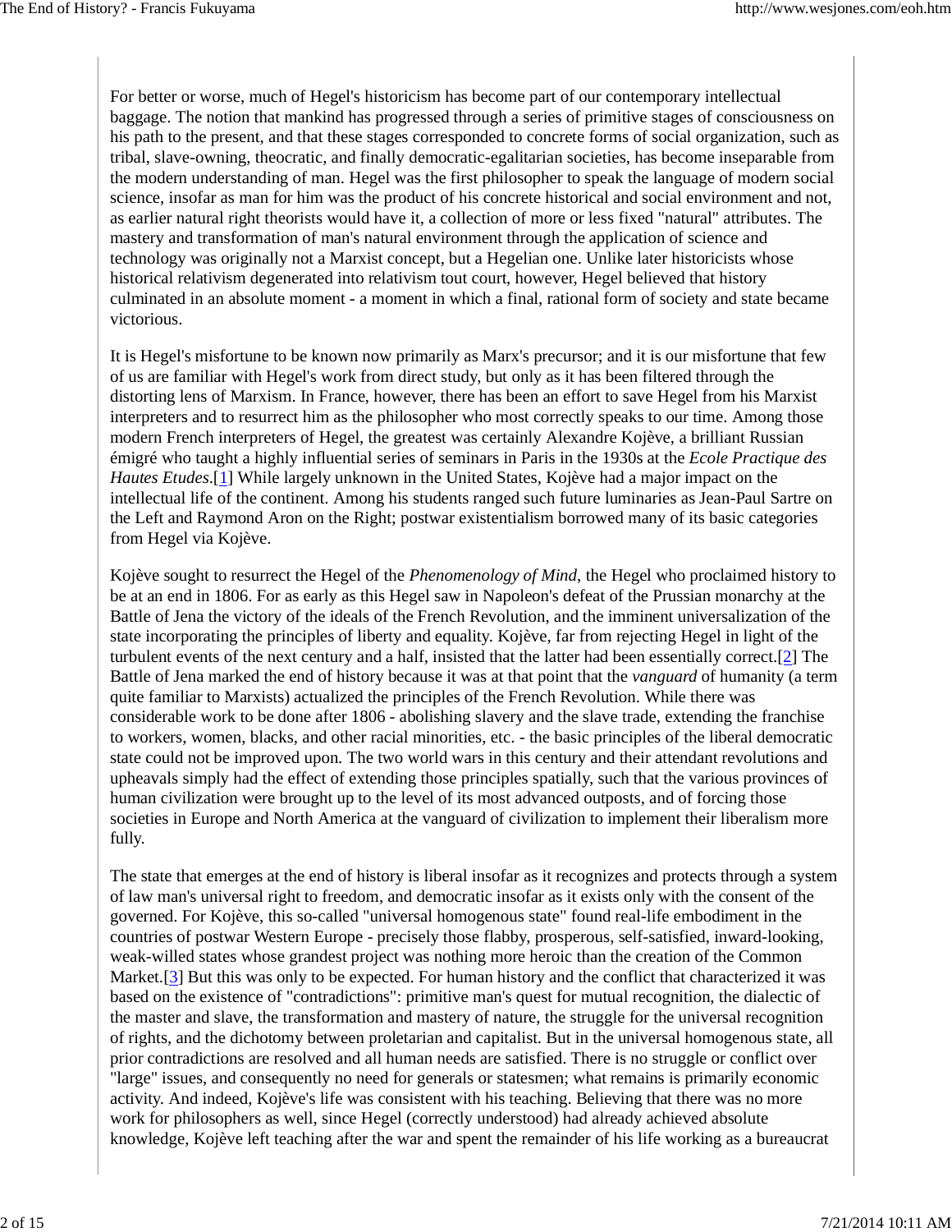For better or worse, much of Hegel's historicism has become part of our contemporary intellectual baggage. The notion that mankind has progressed through a series of primitive stages of consciousness on his path to the present, and that these stages corresponded to concrete forms of social organization, such as tribal, slave-owning, theocratic, and finally democratic-egalitarian societies, has become inseparable from the modern understanding of man. Hegel was the first philosopher to speak the language of modern social science, insofar as man for him was the product of his concrete historical and social environment and not, as earlier natural right theorists would have it, a collection of more or less fixed "natural" attributes. The mastery and transformation of man's natural environment through the application of science and technology was originally not a Marxist concept, but a Hegelian one. Unlike later historicists whose historical relativism degenerated into relativism tout court, however, Hegel believed that history culminated in an absolute moment - a moment in which a final, rational form of society and state became victorious.

It is Hegel's misfortune to be known now primarily as Marx's precursor; and it is our misfortune that few of us are familiar with Hegel's work from direct study, but only as it has been filtered through the distorting lens of Marxism. In France, however, there has been an effort to save Hegel from his Marxist interpreters and to resurrect him as the philosopher who most correctly speaks to our time. Among those modern French interpreters of Hegel, the greatest was certainly Alexandre Kojève, a brilliant Russian émigré who taught a highly influential series of seminars in Paris in the 1930s at the *Ecole Practique des Hautes Etudes*.[1] While largely unknown in the United States, Kojève had a major impact on the intellectual life of the continent. Among his students ranged such future luminaries as Jean-Paul Sartre on the Left and Raymond Aron on the Right; postwar existentialism borrowed many of its basic categories from Hegel via Kojève.

Kojève sought to resurrect the Hegel of the *Phenomenology of Mind*, the Hegel who proclaimed history to be at an end in 1806. For as early as this Hegel saw in Napoleon's defeat of the Prussian monarchy at the Battle of Jena the victory of the ideals of the French Revolution, and the imminent universalization of the state incorporating the principles of liberty and equality. Kojève, far from rejecting Hegel in light of the turbulent events of the next century and a half, insisted that the latter had been essentially correct.[2] The Battle of Jena marked the end of history because it was at that point that the *vanguard* of humanity (a term quite familiar to Marxists) actualized the principles of the French Revolution. While there was considerable work to be done after 1806 - abolishing slavery and the slave trade, extending the franchise to workers, women, blacks, and other racial minorities, etc. - the basic principles of the liberal democratic state could not be improved upon. The two world wars in this century and their attendant revolutions and upheavals simply had the effect of extending those principles spatially, such that the various provinces of human civilization were brought up to the level of its most advanced outposts, and of forcing those societies in Europe and North America at the vanguard of civilization to implement their liberalism more fully.

The state that emerges at the end of history is liberal insofar as it recognizes and protects through a system of law man's universal right to freedom, and democratic insofar as it exists only with the consent of the governed. For Kojève, this so-called "universal homogenous state" found real-life embodiment in the countries of postwar Western Europe - precisely those flabby, prosperous, self-satisfied, inward-looking, weak-willed states whose grandest project was nothing more heroic than the creation of the Common Market.[3] But this was only to be expected. For human history and the conflict that characterized it was based on the existence of "contradictions": primitive man's quest for mutual recognition, the dialectic of the master and slave, the transformation and mastery of nature, the struggle for the universal recognition of rights, and the dichotomy between proletarian and capitalist. But in the universal homogenous state, all prior contradictions are resolved and all human needs are satisfied. There is no struggle or conflict over "large" issues, and consequently no need for generals or statesmen; what remains is primarily economic activity. And indeed, Kojève's life was consistent with his teaching. Believing that there was no more work for philosophers as well, since Hegel (correctly understood) had already achieved absolute knowledge, Kojève left teaching after the war and spent the remainder of his life working as a bureaucrat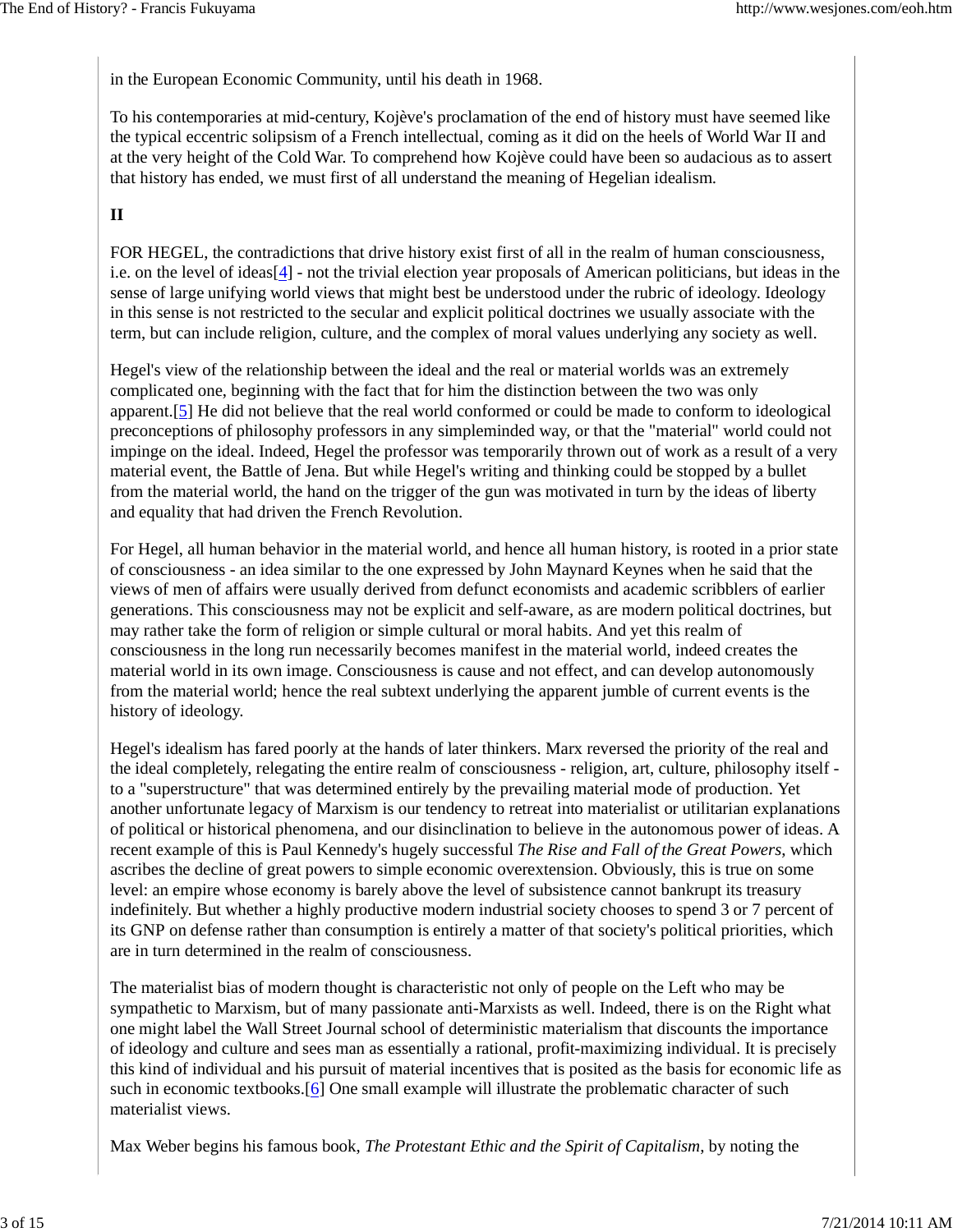in the European Economic Community, until his death in 1968.

To his contemporaries at mid-century, Kojève's proclamation of the end of history must have seemed like the typical eccentric solipsism of a French intellectual, coming as it did on the heels of World War II and at the very height of the Cold War. To comprehend how Kojève could have been so audacious as to assert that history has ended, we must first of all understand the meaning of Hegelian idealism.

## II

FOR HEGEL, the contradictions that drive history exist first of all in the realm of human consciousness, i.e. on the level of ideas[4] - not the trivial election year proposals of American politicians, but ideas in the sense of large unifying world views that might best be understood under the rubric of ideology. Ideology in this sense is not restricted to the secular and explicit political doctrines we usually associate with the term, but can include religion, culture, and the complex of moral values underlying any society as well.

Hegel's view of the relationship between the ideal and the real or material worlds was an extremely complicated one, beginning with the fact that for him the distinction between the two was only apparent.[5] He did not believe that the real world conformed or could be made to conform to ideological preconceptions of philosophy professors in any simpleminded way, or that the "material" world could not impinge on the ideal. Indeed, Hegel the professor was temporarily thrown out of work as a result of a very material event, the Battle of Jena. But while Hegel's writing and thinking could be stopped by a bullet from the material world, the hand on the trigger of the gun was motivated in turn by the ideas of liberty and equality that had driven the French Revolution.

For Hegel, all human behavior in the material world, and hence all human history, is rooted in a prior state of consciousness - an idea similar to the one expressed by John Maynard Keynes when he said that the views of men of affairs were usually derived from defunct economists and academic scribblers of earlier generations. This consciousness may not be explicit and self-aware, as are modern political doctrines, but may rather take the form of religion or simple cultural or moral habits. And yet this realm of consciousness in the long run necessarily becomes manifest in the material world, indeed creates the material world in its own image. Consciousness is cause and not effect, and can develop autonomously from the material world; hence the real subtext underlying the apparent jumble of current events is the history of ideology.

Hegel's idealism has fared poorly at the hands of later thinkers. Marx reversed the priority of the real and the ideal completely, relegating the entire realm of consciousness - religion, art, culture, philosophy itself - to a "superstructure" that was determined entirely by the prevailing material mode of production. Yet another unfortunate legacy of Marxism is our tendency to retreat into materialist or utilitarian explanations of political or historical phenomena, and our disinclination to believe in the autonomous power of ideas. A recent example of this is Paul Kennedy's hugely successful *The Rise and Fall of the Great Powers*, which ascribes the decline of great powers to simple economic overextension. Obviously, this is true on some level: an empire whose economy is barely above the level of subsistence cannot bankrupt its treasury indefinitely. But whether a highly productive modern industrial society chooses to spend 3 or 7 percent of its GNP on defense rather than consumption is entirely a matter of that society's political priorities, which are in turn determined in the realm of consciousness.

The materialist bias of modern thought is characteristic not only of people on the Left who may be sympathetic to Marxism, but of many passionate anti-Marxists as well. Indeed, there is on the Right what one might label the Wall Street Journal school of deterministic materialism that discounts the importance of ideology and culture and sees man as essentially a rational, profit-maximizing individual. It is precisely this kind of individual and his pursuit of material incentives that is posited as the basis for economic life as such in economic textbooks.[6] One small example will illustrate the problematic character of such materialist views.

Max Weber begins his famous book, *The Protestant Ethic and the Spirit of Capitalism*, by noting the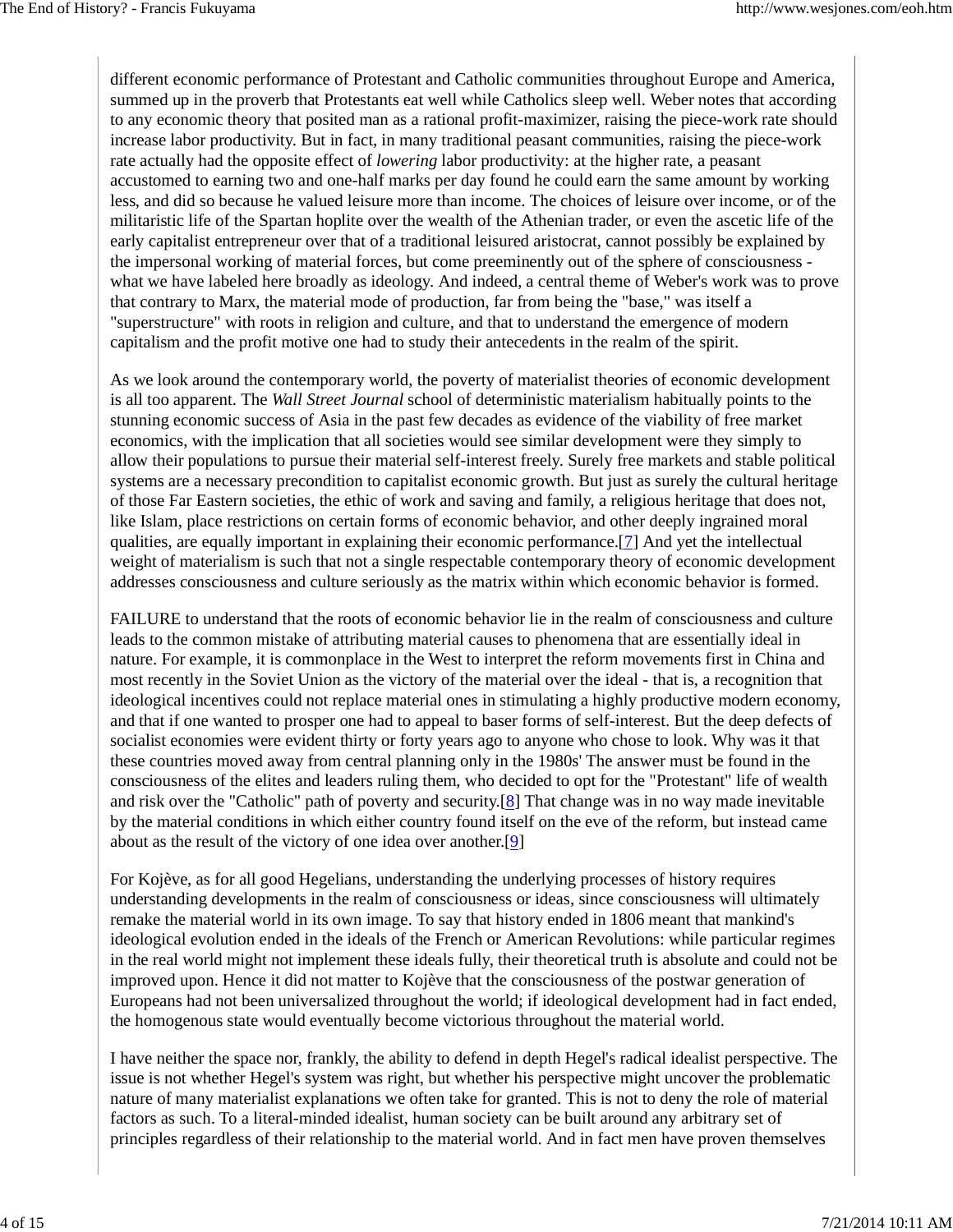different economic performance of Protestant and Catholic communities throughout Europe and America, summed up in the proverb that Protestants eat well while Catholics sleep well. Weber notes that according to any economic theory that posited man as a rational profit-maximizer, raising the piece-work rate should increase labor productivity. But in fact, in many traditional peasant communities, raising the piece-work rate actually had the opposite effect of *lowering* labor productivity: at the higher rate, a peasant accustomed to earning two and one-half marks per day found he could earn the same amount by working less, and did so because he valued leisure more than income. The choices of leisure over income, or of the militaristic life of the Spartan hoplite over the wealth of the Athenian trader, or even the ascetic life of the early capitalist entrepreneur over that of a traditional leisured aristocrat, cannot possibly be explained by the impersonal working of material forces, but come preeminently out of the sphere of consciousness - what we have labeled here broadly as ideology. And indeed, a central theme of Weber's work was to prove that contrary to Marx, the material mode of production, far from being the "base," was itself a "superstructure" with roots in religion and culture, and that to understand the emergence of modern capitalism and the profit motive one had to study their antecedents in the realm of the spirit.

As we look around the contemporary world, the poverty of materialist theories of economic development is all too apparent. The *Wall Street Journal* school of deterministic materialism habitually points to the stunning economic success of Asia in the past few decades as evidence of the viability of free market economics, with the implication that all societies would see similar development were they simply to allow their populations to pursue their material self-interest freely. Surely free markets and stable political systems are a necessary precondition to capitalist economic growth. But just as surely the cultural heritage of those Far Eastern societies, the ethic of work and saving and family, a religious heritage that does not, like Islam, place restrictions on certain forms of economic behavior, and other deeply ingrained moral qualities, are equally important in explaining their economic performance.[7] And yet the intellectual weight of materialism is such that not a single respectable contemporary theory of economic development addresses consciousness and culture seriously as the matrix within which economic behavior is formed.

FAILURE to understand that the roots of economic behavior lie in the realm of consciousness and culture leads to the common mistake of attributing material causes to phenomena that are essentially ideal in nature. For example, it is commonplace in the West to interpret the reform movements first in China and most recently in the Soviet Union as the victory of the material over the ideal - that is, a recognition that ideological incentives could not replace material ones in stimulating a highly productive modern economy, and that if one wanted to prosper one had to appeal to baser forms of self-interest. But the deep defects of socialist economies were evident thirty or forty years ago to anyone who chose to look. Why was it that these countries moved away from central planning only in the 1980s' The answer must be found in the consciousness of the elites and leaders ruling them, who decided to opt for the "Protestant" life of wealth and risk over the "Catholic" path of poverty and security.[8] That change was in no way made inevitable by the material conditions in which either country found itself on the eve of the reform, but instead came about as the result of the victory of one idea over another.[9]

For Kojève, as for all good Hegelians, understanding the underlying processes of history requires understanding developments in the realm of consciousness or ideas, since consciousness will ultimately remake the material world in its own image. To say that history ended in 1806 meant that mankind's ideological evolution ended in the ideals of the French or American Revolutions: while particular regimes in the real world might not implement these ideals fully, their theoretical truth is absolute and could not be improved upon. Hence it did not matter to Kojève that the consciousness of the postwar generation of Europeans had not been universalized throughout the world; if ideological development had in fact ended, the homogenous state would eventually become victorious throughout the material world.

I have neither the space nor, frankly, the ability to defend in depth Hegel's radical idealist perspective. The issue is not whether Hegel's system was right, but whether his perspective might uncover the problematic nature of many materialist explanations we often take for granted. This is not to deny the role of material factors as such. To a literal-minded idealist, human society can be built around any arbitrary set of principles regardless of their relationship to the material world. And in fact men have proven themselves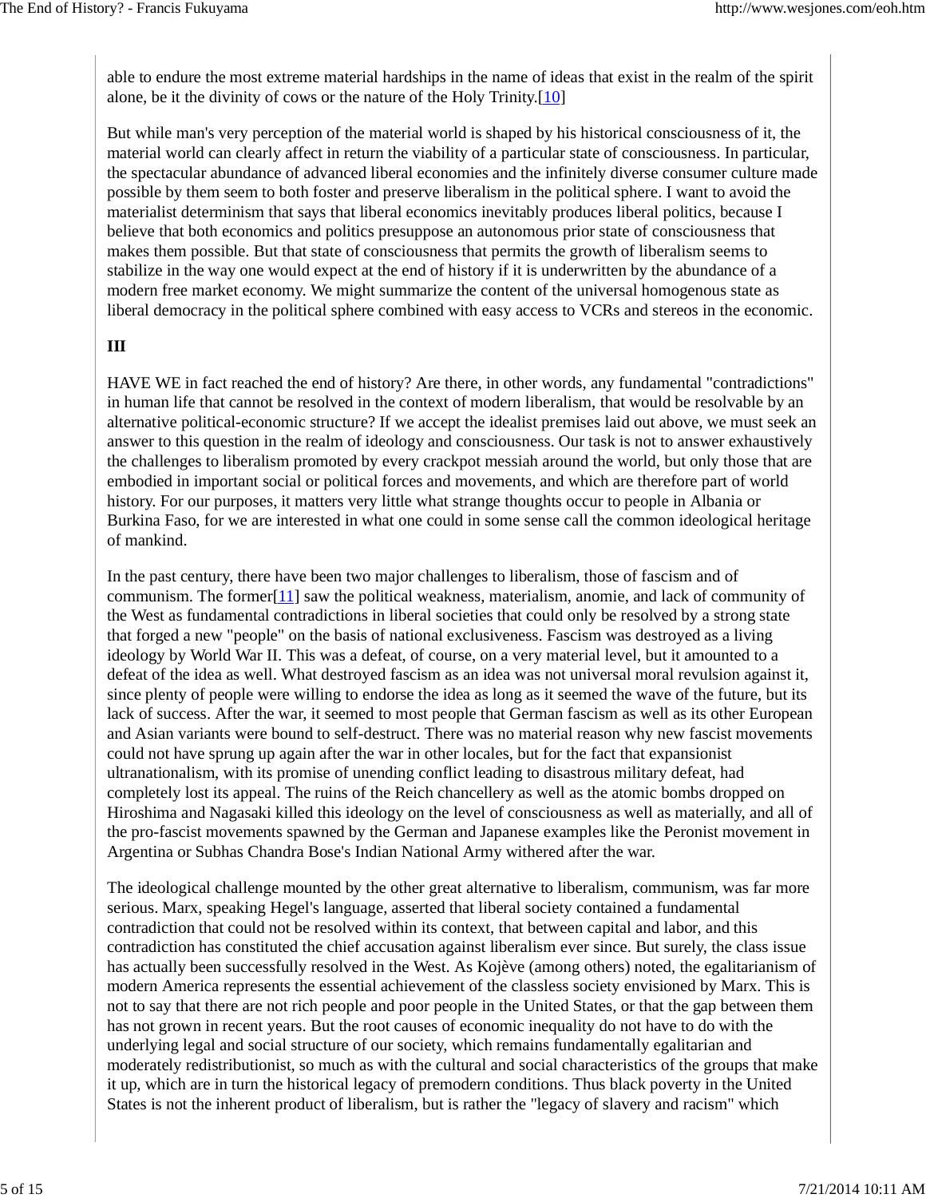able to endure the most extreme material hardships in the name of ideas that exist in the realm of the spirit alone, be it the divinity of cows or the nature of the Holy Trinity.[10]

But while man's very perception of the material world is shaped by his historical consciousness of it, the material world can clearly affect in return the viability of a particular state of consciousness. In particular, the spectacular abundance of advanced liberal economies and the infinitely diverse consumer culture made possible by them seem to both foster and preserve liberalism in the political sphere. I want to avoid the materialist determinism that says that liberal economics inevitably produces liberal politics, because I believe that both economics and politics presuppose an autonomous prior state of consciousness that makes them possible. But that state of consciousness that permits the growth of liberalism seems to stabilize in the way one would expect at the end of history if it is underwritten by the abundance of a modern free market economy. We might summarize the content of the universal homogenous state as liberal democracy in the political sphere combined with easy access to VCRs and stereos in the economic.

**III**

HAVE WE in fact reached the end of history? Are there, in other words, any fundamental "contradictions" in human life that cannot be resolved in the context of modern liberalism, that would be resolvable by an alternative political-economic structure? If we accept the idealist premises laid out above, we must seek an answer to this question in the realm of ideology and consciousness. Our task is not to answer exhaustively the challenges to liberalism promoted by every crackpot messiah around the world, but only those that are embodied in important social or political forces and movements, and which are therefore part of world history. For our purposes, it matters very little what strange thoughts occur to people in Albania or Burkina Faso, for we are interested in what one could in some sense call the common ideological heritage of mankind.

In the past century, there have been two major challenges to liberalism, those of fascism and of communism. The former[11] saw the political weakness, materialism, anomie, and lack of community of the West as fundamental contradictions in liberal societies that could only be resolved by a strong state that forged a new "people" on the basis of national exclusiveness. Fascism was destroyed as a living ideology by World War II. This was a defeat, of course, on a very material level, but it amounted to a defeat of the idea as well. What destroyed fascism as an idea was not universal moral revulsion against it, since plenty of people were willing to endorse the idea as long as it seemed the wave of the future, but its lack of success. After the war, it seemed to most people that German fascism as well as its other European and Asian variants were bound to self-destruct. There was no material reason why new fascist movements could not have sprung up again after the war in other locales, but for the fact that expansionist ultranationalism, with its promise of unending conflict leading to disastrous military defeat, had completely lost its appeal. The ruins of the Reich chancellery as well as the atomic bombs dropped on Hiroshima and Nagasaki killed this ideology on the level of consciousness as well as materially, and all of the pro-fascist movements spawned by the German and Japanese examples like the Peronist movement in Argentina or Subhas Chandra Bose's Indian National Army withered after the war.

The ideological challenge mounted by the other great alternative to liberalism, communism, was far more serious. Marx, speaking Hegel's language, asserted that liberal society contained a fundamental contradiction that could not be resolved within its context, that between capital and labor, and this contradiction has constituted the chief accusation against liberalism ever since. But surely, the class issue has actually been successfully resolved in the West. As Kojève (among others) noted, the egalitarianism of modern America represents the essential achievement of the classless society envisioned by Marx. This is not to say that there are not rich people and poor people in the United States, or that the gap between them has not grown in recent years. But the root causes of economic inequality do not have to do with the underlying legal and social structure of our society, which remains fundamentally egalitarian and moderately redistributionist, so much as with the cultural and social characteristics of the groups that make it up, which are in turn the historical legacy of premodern conditions. Thus black poverty in the United States is not the inherent product of liberalism, but is rather the "legacy of slavery and racism" which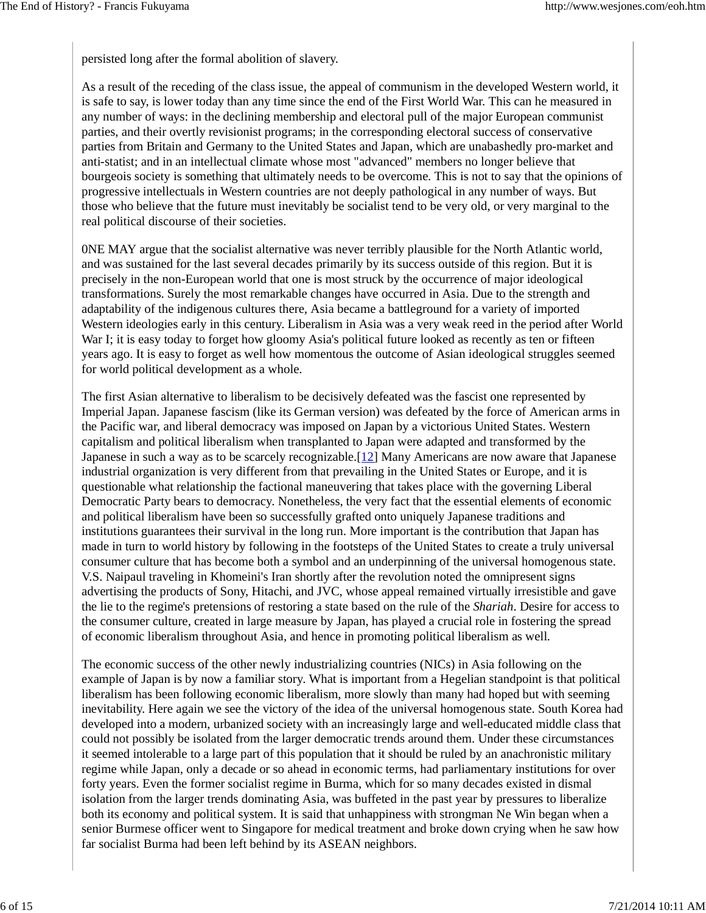persisted long after the formal abolition of slavery.

As a result of the receding of the class issue, the appeal of communism in the developed Western world, it is safe to say, is lower today than any time since the end of the First World War. This can he measured in any number of ways: in the declining membership and electoral pull of the major European communist parties, and their overtly revisionist programs; in the corresponding electoral success of conservative parties from Britain and Germany to the United States and Japan, which are unabashedly pro-market and anti-statist; and in an intellectual climate whose most "advanced" members no longer believe that bourgeois society is something that ultimately needs to be overcome. This is not to say that the opinions of progressive intellectuals in Western countries are not deeply pathological in any number of ways. But those who believe that the future must inevitably be socialist tend to be very old, or very marginal to the real political discourse of their societies.

0NE MAY argue that the socialist alternative was never terribly plausible for the North Atlantic world, and was sustained for the last several decades primarily by its success outside of this region. But it is precisely in the non-European world that one is most struck by the occurrence of major ideological transformations. Surely the most remarkable changes have occurred in Asia. Due to the strength and adaptability of the indigenous cultures there, Asia became a battleground for a variety of imported Western ideologies early in this century. Liberalism in Asia was a very weak reed in the period after World War I; it is easy today to forget how gloomy Asia's political future looked as recently as ten or fifteen years ago. It is easy to forget as well how momentous the outcome of Asian ideological struggles seemed for world political development as a whole.

The first Asian alternative to liberalism to be decisively defeated was the fascist one represented by Imperial Japan. Japanese fascism (like its German version) was defeated by the force of American arms in the Pacific war, and liberal democracy was imposed on Japan by a victorious United States. Western capitalism and political liberalism when transplanted to Japan were adapted and transformed by the Japanese in such a way as to be scarcely recognizable.[12] Many Americans are now aware that Japanese industrial organization is very different from that prevailing in the United States or Europe, and it is questionable what relationship the factional maneuvering that takes place with the governing Liberal Democratic Party bears to democracy. Nonetheless, the very fact that the essential elements of economic and political liberalism have been so successfully grafted onto uniquely Japanese traditions and institutions guarantees their survival in the long run. More important is the contribution that Japan has made in turn to world history by following in the footsteps of the United States to create a truly universal consumer culture that has become both a symbol and an underpinning of the universal homogenous state. V.S. Naipaul traveling in Khomeini's Iran shortly after the revolution noted the omnipresent signs advertising the products of Sony, Hitachi, and JVC, whose appeal remained virtually irresistible and gave the lie to the regime's pretensions of restoring a state based on the rule of the *Shariah*. Desire for access to the consumer culture, created in large measure by Japan, has played a crucial role in fostering the spread of economic liberalism throughout Asia, and hence in promoting political liberalism as well.

The economic success of the other newly industrializing countries (NICs) in Asia following on the example of Japan is by now a familiar story. What is important from a Hegelian standpoint is that political liberalism has been following economic liberalism, more slowly than many had hoped but with seeming inevitability. Here again we see the victory of the idea of the universal homogenous state. South Korea had developed into a modern, urbanized society with an increasingly large and well-educated middle class that could not possibly be isolated from the larger democratic trends around them. Under these circumstances it seemed intolerable to a large part of this population that it should be ruled by an anachronistic military regime while Japan, only a decade or so ahead in economic terms, had parliamentary institutions for over forty years. Even the former socialist regime in Burma, which for so many decades existed in dismal isolation from the larger trends dominating Asia, was buffeted in the past year by pressures to liberalize both its economy and political system. It is said that unhappiness with strongman Ne Win began when a senior Burmese officer went to Singapore for medical treatment and broke down crying when he saw how far socialist Burma had been left behind by its ASEAN neighbors.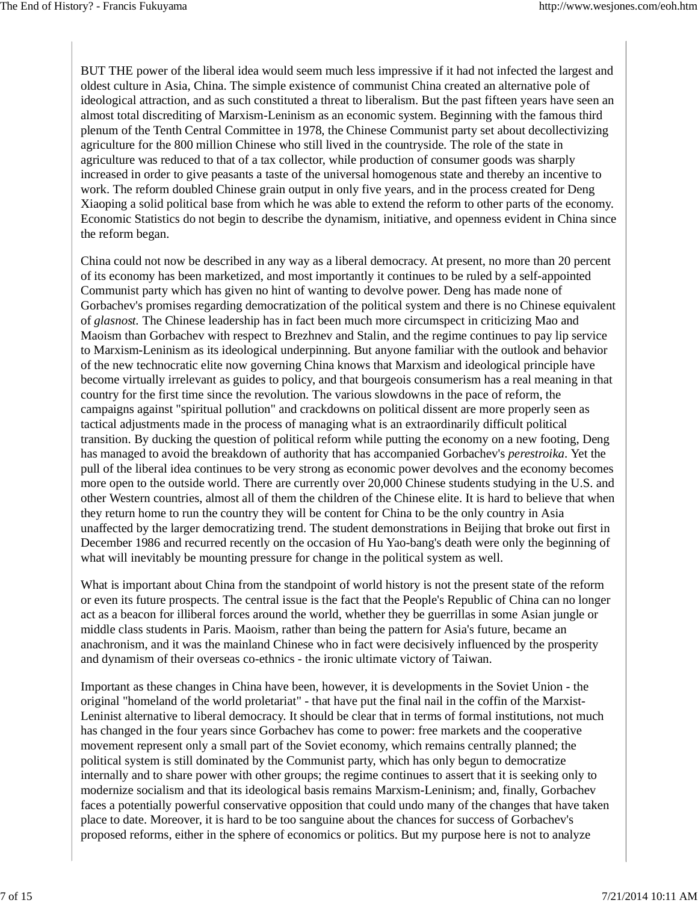BUT THE power of the liberal idea would seem much less impressive if it had not infected the largest and oldest culture in Asia, China. The simple existence of communist China created an alternative pole of ideological attraction, and as such constituted a threat to liberalism. But the past fifteen years have seen an almost total discrediting of Marxism-Leninism as an economic system. Beginning with the famous third plenum of the Tenth Central Committee in 1978, the Chinese Communist party set about decollectivizing agriculture for the 800 million Chinese who still lived in the countryside. The role of the state in agriculture was reduced to that of a tax collector, while production of consumer goods was sharply increased in order to give peasants a taste of the universal homogenous state and thereby an incentive to work. The reform doubled Chinese grain output in only five years, and in the process created for Deng Xiaoping a solid political base from which he was able to extend the reform to other parts of the economy. Economic Statistics do not begin to describe the dynamism, initiative, and openness evident in China since the reform began.

China could not now be described in any way as a liberal democracy. At present, no more than 20 percent of its economy has been marketized, and most importantly it continues to be ruled by a self-appointed Communist party which has given no hint of wanting to devolve power. Deng has made none of Gorbachev's promises regarding democratization of the political system and there is no Chinese equivalent of *glasnost.* The Chinese leadership has in fact been much more circumspect in criticizing Mao and Maoism than Gorbachev with respect to Brezhnev and Stalin, and the regime continues to pay lip service to Marxism-Leninism as its ideological underpinning. But anyone familiar with the outlook and behavior of the new technocratic elite now governing China knows that Marxism and ideological principle have become virtually irrelevant as guides to policy, and that bourgeois consumerism has a real meaning in that country for the first time since the revolution. The various slowdowns in the pace of reform, the campaigns against "spiritual pollution" and crackdowns on political dissent are more properly seen as tactical adjustments made in the process of managing what is an extraordinarily difficult political transition. By ducking the question of political reform while putting the economy on a new footing, Deng has managed to avoid the breakdown of authority that has accompanied Gorbachev's *perestroika*. Yet the pull of the liberal idea continues to be very strong as economic power devolves and the economy becomes more open to the outside world. There are currently over 20,000 Chinese students studying in the U.S. and other Western countries, almost all of them the children of the Chinese elite. It is hard to believe that when they return home to run the country they will be content for China to be the only country in Asia unaffected by the larger democratizing trend. The student demonstrations in Beijing that broke out first in December 1986 and recurred recently on the occasion of Hu Yao-bang's death were only the beginning of what will inevitably be mounting pressure for change in the political system as well.

What is important about China from the standpoint of world history is not the present state of the reform or even its future prospects. The central issue is the fact that the People's Republic of China can no longer act as a beacon for illiberal forces around the world, whether they be guerrillas in some Asian jungle or middle class students in Paris. Maoism, rather than being the pattern for Asia's future, became an anachronism, and it was the mainland Chinese who in fact were decisively influenced by the prosperity and dynamism of their overseas co-ethnics - the ironic ultimate victory of Taiwan.

Important as these changes in China have been, however, it is developments in the Soviet Union - the original "homeland of the world proletariat" - that have put the final nail in the coffin of the Marxist-Leninist alternative to liberal democracy. It should be clear that in terms of formal institutions, not much has changed in the four years since Gorbachev has come to power: free markets and the cooperative movement represent only a small part of the Soviet economy, which remains centrally planned; the political system is still dominated by the Communist party, which has only begun to democratize internally and to share power with other groups; the regime continues to assert that it is seeking only to modernize socialism and that its ideological basis remains Marxism-Leninism; and, finally, Gorbachev faces a potentially powerful conservative opposition that could undo many of the changes that have taken place to date. Moreover, it is hard to be too sanguine about the chances for success of Gorbachev's proposed reforms, either in the sphere of economics or politics. But my purpose here is not to analyze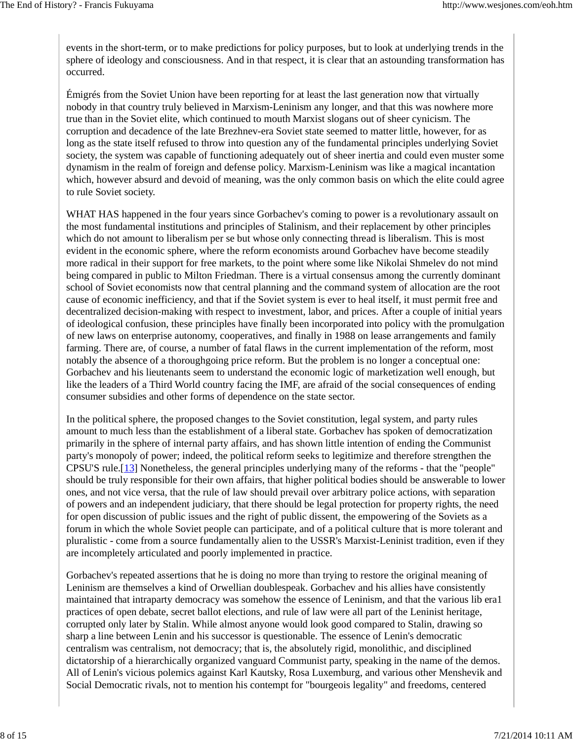events in the short-term, or to make predictions for policy purposes, but to look at underlying trends in the sphere of ideology and consciousness. And in that respect, it is clear that an astounding transformation has occurred.

Émigrés from the Soviet Union have been reporting for at least the last generation now that virtually nobody in that country truly believed in Marxism-Leninism any longer, and that this was nowhere more true than in the Soviet elite, which continued to mouth Marxist slogans out of sheer cynicism. The corruption and decadence of the late Brezhnev-era Soviet state seemed to matter little, however, for as long as the state itself refused to throw into question any of the fundamental principles underlying Soviet society, the system was capable of functioning adequately out of sheer inertia and could even muster some dynamism in the realm of foreign and defense policy. Marxism-Leninism was like a magical incantation which, however absurd and devoid of meaning, was the only common basis on which the elite could agree to rule Soviet society.

WHAT HAS happened in the four years since Gorbachev's coming to power is a revolutionary assault on the most fundamental institutions and principles of Stalinism, and their replacement by other principles which do not amount to liberalism per se but whose only connecting thread is liberalism. This is most evident in the economic sphere, where the reform economists around Gorbachev have become steadily more radical in their support for free markets, to the point where some like Nikolai Shmelev do not mind being compared in public to Milton Friedman. There is a virtual consensus among the currently dominant school of Soviet economists now that central planning and the command system of allocation are the root cause of economic inefficiency, and that if the Soviet system is ever to heal itself, it must permit free and decentralized decision-making with respect to investment, labor, and prices. After a couple of initial years of ideological confusion, these principles have finally been incorporated into policy with the promulgation of new laws on enterprise autonomy, cooperatives, and finally in 1988 on lease arrangements and family farming. There are, of course, a number of fatal flaws in the current implementation of the reform, most notably the absence of a thoroughgoing price reform. But the problem is no longer a conceptual one: Gorbachev and his lieutenants seem to understand the economic logic of marketization well enough, but like the leaders of a Third World country facing the IMF, are afraid of the social consequences of ending consumer subsidies and other forms of dependence on the state sector.

In the political sphere, the proposed changes to the Soviet constitution, legal system, and party rules amount to much less than the establishment of a liberal state. Gorbachev has spoken of democratization primarily in the sphere of internal party affairs, and has shown little intention of ending the Communist party's monopoly of power; indeed, the political reform seeks to legitimize and therefore strengthen the CPSU'S rule.[13] Nonetheless, the general principles underlying many of the reforms - that the "people" should be truly responsible for their own affairs, that higher political bodies should be answerable to lower ones, and not vice versa, that the rule of law should prevail over arbitrary police actions, with separation of powers and an independent judiciary, that there should be legal protection for property rights, the need for open discussion of public issues and the right of public dissent, the empowering of the Soviets as a forum in which the whole Soviet people can participate, and of a political culture that is more tolerant and pluralistic - come from a source fundamentally alien to the USSR's Marxist-Leninist tradition, even if they are incompletely articulated and poorly implemented in practice.

Gorbachev's repeated assertions that he is doing no more than trying to restore the original meaning of Leninism are themselves a kind of Orwellian doublespeak. Gorbachev and his allies have consistently maintained that intraparty democracy was somehow the essence of Leninism, and that the various lib era1 practices of open debate, secret ballot elections, and rule of law were all part of the Leninist heritage, corrupted only later by Stalin. While almost anyone would look good compared to Stalin, drawing so sharp a line between Lenin and his successor is questionable. The essence of Lenin's democratic centralism was centralism, not democracy; that is, the absolutely rigid, monolithic, and disciplined dictatorship of a hierarchically organized vanguard Communist party, speaking in the name of the demos. All of Lenin's vicious polemics against Karl Kautsky, Rosa Luxemburg, and various other Menshevik and Social Democratic rivals, not to mention his contempt for "bourgeois legality" and freedoms, centered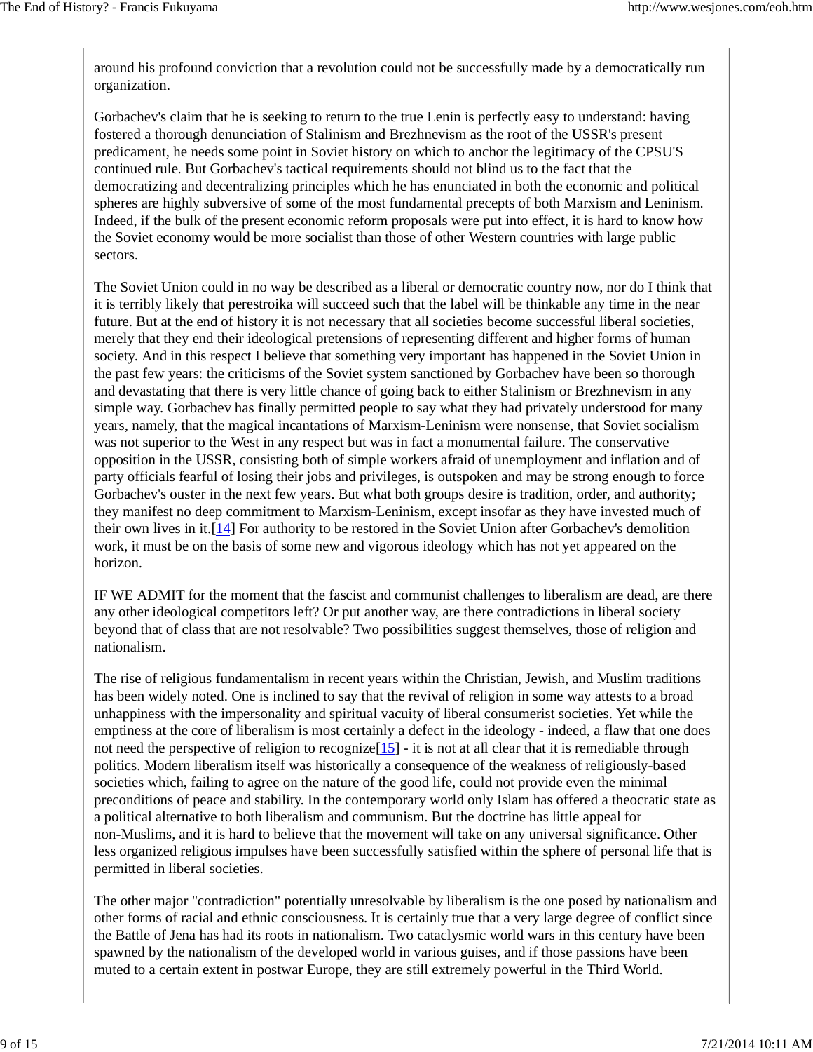around his profound conviction that a revolution could not be successfully made by a democratically run organization.

Gorbachev's claim that he is seeking to return to the true Lenin is perfectly easy to understand: having fostered a thorough denunciation of Stalinism and Brezhnevism as the root of the USSR's present predicament, he needs some point in Soviet history on which to anchor the legitimacy of the CPSU'S continued rule. But Gorbachev's tactical requirements should not blind us to the fact that the democratizing and decentralizing principles which he has enunciated in both the economic and political spheres are highly subversive of some of the most fundamental precepts of both Marxism and Leninism. Indeed, if the bulk of the present economic reform proposals were put into effect, it is hard to know how the Soviet economy would be more socialist than those of other Western countries with large public sectors.

The Soviet Union could in no way be described as a liberal or democratic country now, nor do I think that it is terribly likely that perestroika will succeed such that the label will be thinkable any time in the near future. But at the end of history it is not necessary that all societies become successful liberal societies, merely that they end their ideological pretensions of representing different and higher forms of human society. And in this respect I believe that something very important has happened in the Soviet Union in the past few years: the criticisms of the Soviet system sanctioned by Gorbachev have been so thorough and devastating that there is very little chance of going back to either Stalinism or Brezhnevism in any simple way. Gorbachev has finally permitted people to say what they had privately understood for many years, namely, that the magical incantations of Marxism-Leninism were nonsense, that Soviet socialism was not superior to the West in any respect but was in fact a monumental failure. The conservative opposition in the USSR, consisting both of simple workers afraid of unemployment and inflation and of party officials fearful of losing their jobs and privileges, is outspoken and may be strong enough to force Gorbachev's ouster in the next few years. But what both groups desire is tradition, order, and authority; they manifest no deep commitment to Marxism-Leninism, except insofar as they have invested much of their own lives in it.[14] For authority to be restored in the Soviet Union after Gorbachev's demolition work, it must be on the basis of some new and vigorous ideology which has not yet appeared on the horizon.

IF WE ADMIT for the moment that the fascist and communist challenges to liberalism are dead, are there any other ideological competitors left? Or put another way, are there contradictions in liberal society beyond that of class that are not resolvable? Two possibilities suggest themselves, those of religion and nationalism.

The rise of religious fundamentalism in recent years within the Christian, Jewish, and Muslim traditions has been widely noted. One is inclined to say that the revival of religion in some way attests to a broad unhappiness with the impersonality and spiritual vacuity of liberal consumerist societies. Yet while the emptiness at the core of liberalism is most certainly a defect in the ideology - indeed, a flaw that one does not need the perspective of religion to recognize[15] - it is not at all clear that it is remediable through politics. Modern liberalism itself was historically a consequence of the weakness of religiously-based societies which, failing to agree on the nature of the good life, could not provide even the minimal preconditions of peace and stability. In the contemporary world only Islam has offered a theocratic state as a political alternative to both liberalism and communism. But the doctrine has little appeal for non-Muslims, and it is hard to believe that the movement will take on any universal significance. Other less organized religious impulses have been successfully satisfied within the sphere of personal life that is permitted in liberal societies.

The other major "contradiction" potentially unresolvable by liberalism is the one posed by nationalism and other forms of racial and ethnic consciousness. It is certainly true that a very large degree of conflict since the Battle of Jena has had its roots in nationalism. Two cataclysmic world wars in this century have been spawned by the nationalism of the developed world in various guises, and if those passions have been muted to a certain extent in postwar Europe, they are still extremely powerful in the Third World.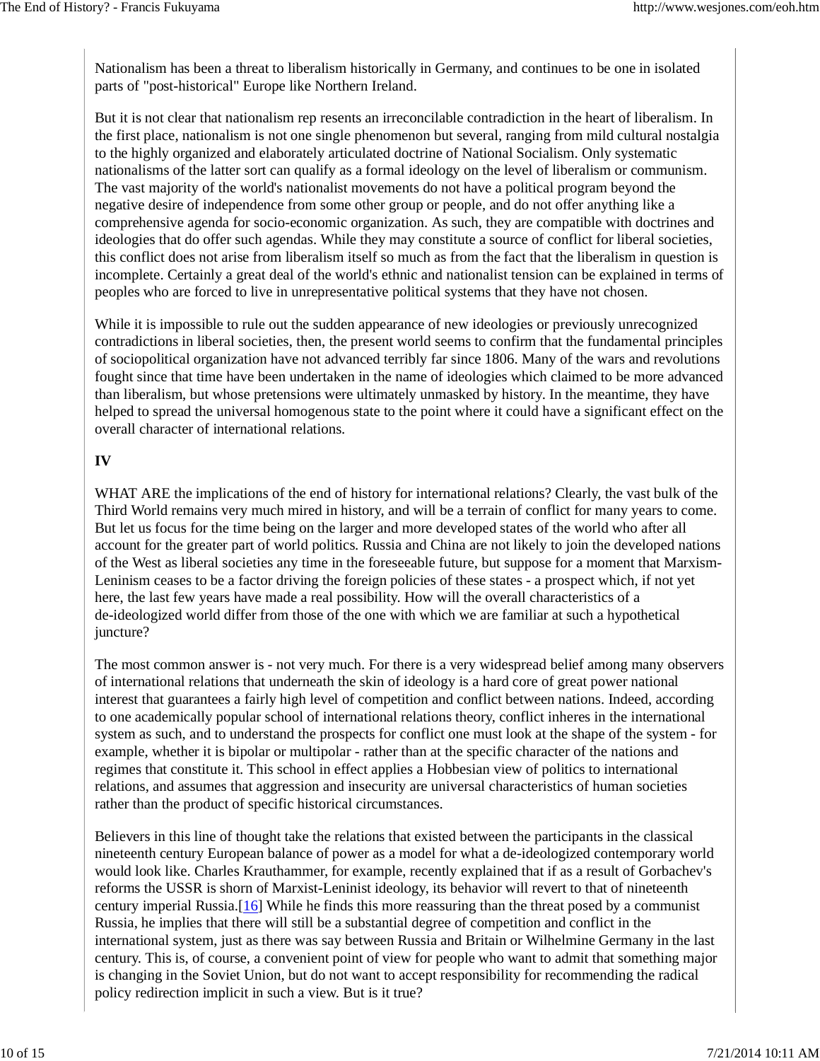Nationalism has been a threat to liberalism historically in Germany, and continues to be one in isolated parts of "post-historical" Europe like Northern Ireland.

But it is not clear that nationalism rep resents an irreconcilable contradiction in the heart of liberalism. In the first place, nationalism is not one single phenomenon but several, ranging from mild cultural nostalgia to the highly organized and elaborately articulated doctrine of National Socialism. Only systematic nationalisms of the latter sort can qualify as a formal ideology on the level of liberalism or communism. The vast majority of the world's nationalist movements do not have a political program beyond the negative desire of independence from some other group or people, and do not offer anything like a comprehensive agenda for socio-economic organization. As such, they are compatible with doctrines and ideologies that do offer such agendas. While they may constitute a source of conflict for liberal societies, this conflict does not arise from liberalism itself so much as from the fact that the liberalism in question is incomplete. Certainly a great deal of the world's ethnic and nationalist tension can be explained in terms of peoples who are forced to live in unrepresentative political systems that they have not chosen.

While it is impossible to rule out the sudden appearance of new ideologies or previously unrecognized contradictions in liberal societies, then, the present world seems to confirm that the fundamental principles of sociopolitical organization have not advanced terribly far since 1806. Many of the wars and revolutions fought since that time have been undertaken in the name of ideologies which claimed to be more advanced than liberalism, but whose pretensions were ultimately unmasked by history. In the meantime, they have helped to spread the universal homogenous state to the point where it could have a significant effect on the overall character of international relations.

## IV

WHAT ARE the implications of the end of history for international relations? Clearly, the vast bulk of the Third World remains very much mired in history, and will be a terrain of conflict for many years to come. But let us focus for the time being on the larger and more developed states of the world who after all account for the greater part of world politics. Russia and China are not likely to join the developed nations of the West as liberal societies any time in the foreseeable future, but suppose for a moment that Marxism-Leninism ceases to be a factor driving the foreign policies of these states - a prospect which, if not yet here, the last few years have made a real possibility. How will the overall characteristics of a de-ideologized world differ from those of the one with which we are familiar at such a hypothetical juncture?

The most common answer is - not very much. For there is a very widespread belief among many observers of international relations that underneath the skin of ideology is a hard core of great power national interest that guarantees a fairly high level of competition and conflict between nations. Indeed, according to one academically popular school of international relations theory, conflict inheres in the international system as such, and to understand the prospects for conflict one must look at the shape of the system - for example, whether it is bipolar or multipolar - rather than at the specific character of the nations and regimes that constitute it. This school in effect applies a Hobbesian view of politics to international relations, and assumes that aggression and insecurity are universal characteristics of human societies rather than the product of specific historical circumstances.

Believers in this line of thought take the relations that existed between the participants in the classical nineteenth century European balance of power as a model for what a de-ideologized contemporary world would look like. Charles Krauthammer, for example, recently explained that if as a result of Gorbachev's reforms the USSR is shorn of Marxist-Leninist ideology, its behavior will revert to that of nineteenth century imperial Russia.[16] While he finds this more reassuring than the threat posed by a communist Russia, he implies that there will still be a substantial degree of competition and conflict in the international system, just as there was say between Russia and Britain or Wilhelmine Germany in the last century. This is, of course, a convenient point of view for people who want to admit that something major is changing in the Soviet Union, but do not want to accept responsibility for recommending the radical policy redirection implicit in such a view. But is it true?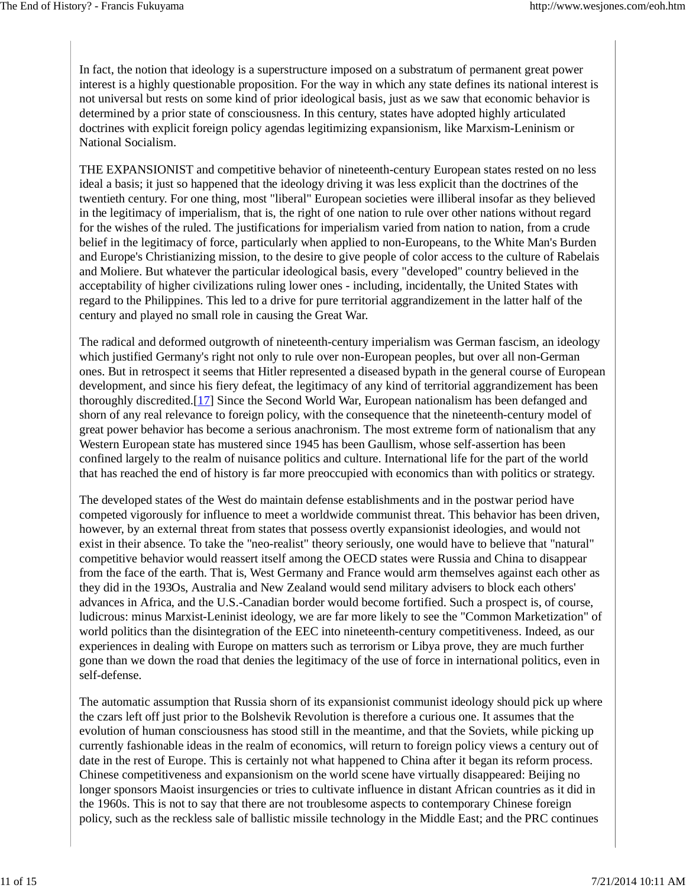In fact, the notion that ideology is a superstructure imposed on a substratum of permanent great power interest is a highly questionable proposition. For the way in which any state defines its national interest is not universal but rests on some kind of prior ideological basis, just as we saw that economic behavior is determined by a prior state of consciousness. In this century, states have adopted highly articulated doctrines with explicit foreign policy agendas legitimizing expansionism, like Marxism-Leninism or National Socialism.

THE EXPANSIONIST and competitive behavior of nineteenth-century European states rested on no less ideal a basis; it just so happened that the ideology driving it was less explicit than the doctrines of the twentieth century. For one thing, most "liberal" European societies were illiberal insofar as they believed in the legitimacy of imperialism, that is, the right of one nation to rule over other nations without regard for the wishes of the ruled. The justifications for imperialism varied from nation to nation, from a crude belief in the legitimacy of force, particularly when applied to non-Europeans, to the White Man's Burden and Europe's Christianizing mission, to the desire to give people of color access to the culture of Rabelais and Moliere. But whatever the particular ideological basis, every "developed" country believed in the acceptability of higher civilizations ruling lower ones - including, incidentally, the United States with regard to the Philippines. This led to a drive for pure territorial aggrandizement in the latter half of the century and played no small role in causing the Great War.

The radical and deformed outgrowth of nineteenth-century imperialism was German fascism, an ideology which justified Germany's right not only to rule over non-European peoples, but over all non-German ones. But in retrospect it seems that Hitler represented a diseased bypath in the general course of European development, and since his fiery defeat, the legitimacy of any kind of territorial aggrandizement has been thoroughly discredited.[17] Since the Second World War, European nationalism has been defanged and shorn of any real relevance to foreign policy, with the consequence that the nineteenth-century model of great power behavior has become a serious anachronism. The most extreme form of nationalism that any Western European state has mustered since 1945 has been Gaullism, whose self-assertion has been confined largely to the realm of nuisance politics and culture. International life for the part of the world that has reached the end of history is far more preoccupied with economics than with politics or strategy.

The developed states of the West do maintain defense establishments and in the postwar period have competed vigorously for influence to meet a worldwide communist threat. This behavior has been driven, however, by an external threat from states that possess overtly expansionist ideologies, and would not exist in their absence. To take the "neo-realist" theory seriously, one would have to believe that "natural" competitive behavior would reassert itself among the OECD states were Russia and China to disappear from the face of the earth. That is, West Germany and France would arm themselves against each other as they did in the 193Os, Australia and New Zealand would send military advisers to block each others' advances in Africa, and the U.S.-Canadian border would become fortified. Such a prospect is, of course, ludicrous: minus Marxist-Leninist ideology, we are far more likely to see the "Common Marketization" of world politics than the disintegration of the EEC into nineteenth-century competitiveness. Indeed, as our experiences in dealing with Europe on matters such as terrorism or Libya prove, they are much further gone than we down the road that denies the legitimacy of the use of force in international politics, even in self-defense.

The automatic assumption that Russia shorn of its expansionist communist ideology should pick up where the czars left off just prior to the Bolshevik Revolution is therefore a curious one. It assumes that the evolution of human consciousness has stood still in the meantime, and that the Soviets, while picking up currently fashionable ideas in the realm of economics, will return to foreign policy views a century out of date in the rest of Europe. This is certainly not what happened to China after it began its reform process. Chinese competitiveness and expansionism on the world scene have virtually disappeared: Beijing no longer sponsors Maoist insurgencies or tries to cultivate influence in distant African countries as it did in the 1960s. This is not to say that there are not troublesome aspects to contemporary Chinese foreign policy, such as the reckless sale of ballistic missile technology in the Middle East; and the PRC continues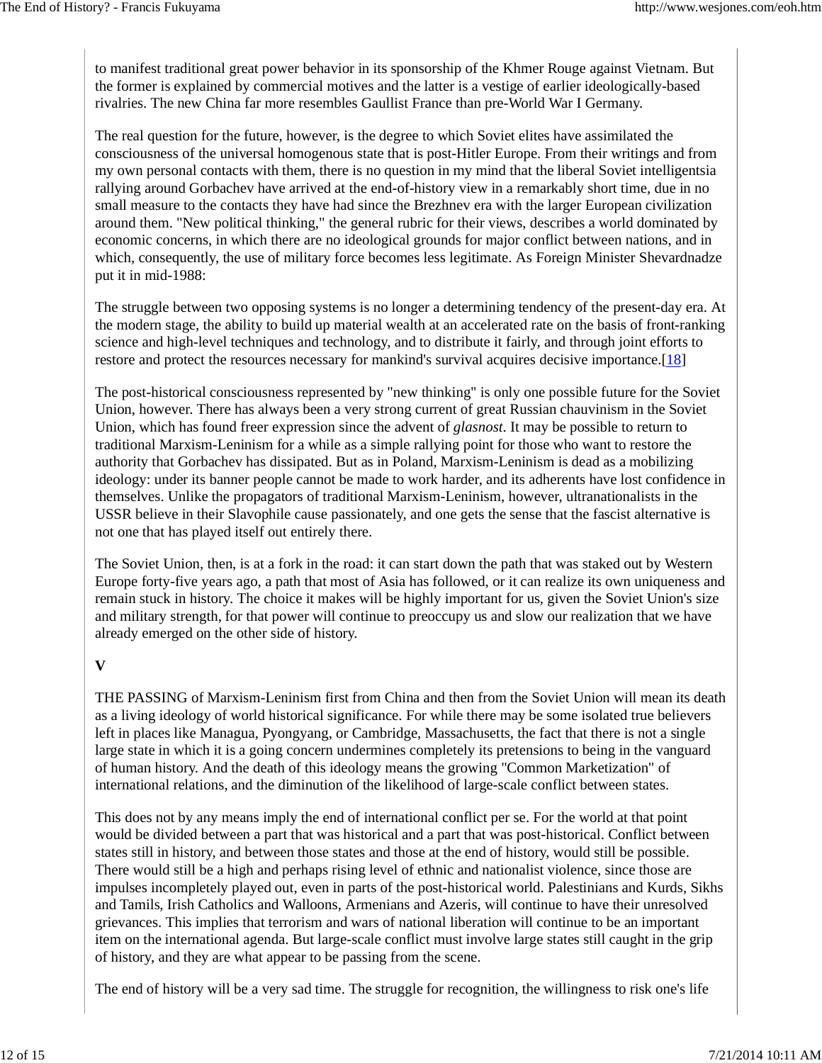to manifest traditional great power behavior in its sponsorship of the Khmer Rouge against Vietnam. But the former is explained by commercial motives and the latter is a vestige of earlier ideologically-based rivalries. The new China far more resembles Gaullist France than pre-World War I Germany.

The real question for the future, however, is the degree to which Soviet elites have assimilated the consciousness of the universal homogenous state that is post-Hitler Europe. From their writings and from my own personal contacts with them, there is no question in my mind that the liberal Soviet intelligentsia rallying around Gorbachev have arrived at the end-of-history view in a remarkably short time, due in no small measure to the contacts they have had since the Brezhnev era with the larger European civilization around them. "New political thinking," the general rubric for their views, describes a world dominated by economic concerns, in which there are no ideological grounds for major conflict between nations, and in which, consequently, the use of military force becomes less legitimate. As Foreign Minister Shevardnadze put it in mid-1988:

The struggle between two opposing systems is no longer a determining tendency of the present-day era. At the modern stage, the ability to build up material wealth at an accelerated rate on the basis of front-ranking science and high-level techniques and technology, and to distribute it fairly, and through joint efforts to restore and protect the resources necessary for mankind's survival acquires decisive importance.[18]

The post-historical consciousness represented by "new thinking" is only one possible future for the Soviet Union, however. There has always been a very strong current of great Russian chauvinism in the Soviet Union, which has found freer expression since the advent of *glasnost*. It may be possible to return to traditional Marxism-Leninism for a while as a simple rallying point for those who want to restore the authority that Gorbachev has dissipated. But as in Poland, Marxism-Leninism is dead as a mobilizing ideology: under its banner people cannot be made to work harder, and its adherents have lost confidence in themselves. Unlike the propagators of traditional Marxism-Leninism, however, ultranationalists in the USSR believe in their Slavophile cause passionately, and one gets the sense that the fascist alternative is not one that has played itself out entirely there.

The Soviet Union, then, is at a fork in the road: it can start down the path that was staked out by Western Europe forty-five years ago, a path that most of Asia has followed, or it can realize its own uniqueness and remain stuck in history. The choice it makes will be highly important for us, given the Soviet Union's size and military strength, for that power will continue to preoccupy us and slow our realization that we have already emerged on the other side of history.

## V

THE PASSING of Marxism-Leninism first from China and then from the Soviet Union will mean its death as a living ideology of world historical significance. For while there may be some isolated true believers left in places like Managua, Pyongyang, or Cambridge, Massachusetts, the fact that there is not a single large state in which it is a going concern undermines completely its pretensions to being in the vanguard of human history. And the death of this ideology means the growing "Common Marketization" of international relations, and the diminution of the likelihood of large-scale conflict between states.

This does not by any means imply the end of international conflict per se. For the world at that point would be divided between a part that was historical and a part that was post-historical. Conflict between states still in history, and between those states and those at the end of history, would still be possible. There would still be a high and perhaps rising level of ethnic and nationalist violence, since those are impulses incompletely played out, even in parts of the post-historical world. Palestinians and Kurds, Sikhs and Tamils, Irish Catholics and Walloons, Armenians and Azeris, will continue to have their unresolved grievances. This implies that terrorism and wars of national liberation will continue to be an important item on the international agenda. But large-scale conflict must involve large states still caught in the grip of history, and they are what appear to be passing from the scene.

The end of history will be a very sad time. The struggle for recognition, the willingness to risk one's life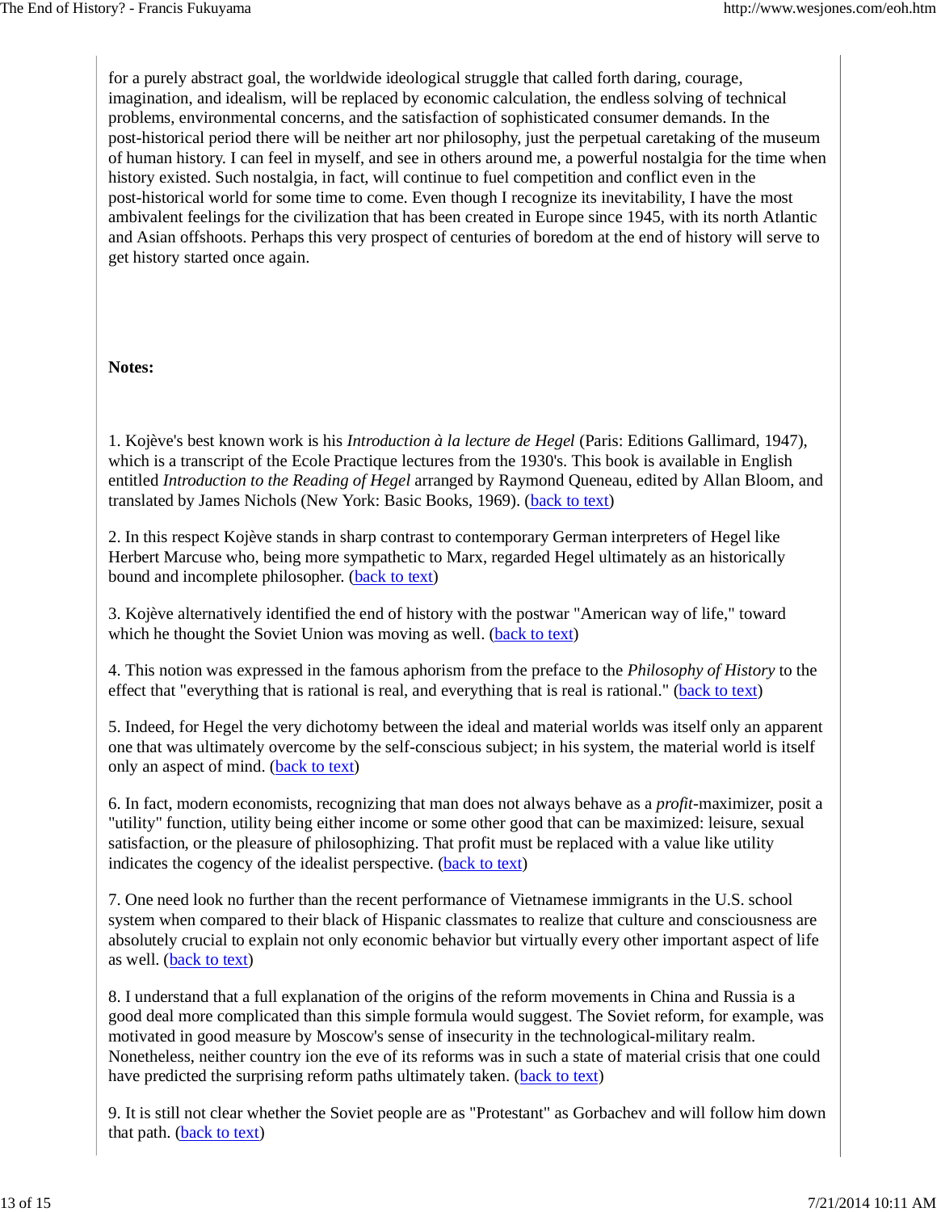for a purely abstract goal, the worldwide ideological struggle that called forth daring, courage, imagination, and idealism, will be replaced by economic calculation, the endless solving of technical problems, environmental concerns, and the satisfaction of sophisticated consumer demands. In the post-historical period there will be neither art nor philosophy, just the perpetual caretaking of the museum of human history. I can feel in myself, and see in others around me, a powerful nostalgia for the time when history existed. Such nostalgia, in fact, will continue to fuel competition and conflict even in the post-historical world for some time to come. Even though I recognize its inevitability, I have the most ambivalent feelings for the civilization that has been created in Europe since 1945, with its north Atlantic and Asian offshoots. Perhaps this very prospect of centuries of boredom at the end of history will serve to get history started once again.

**Notes:**

1. Kojève's best known work is his *Introduction à la lecture de Hegel* (Paris: Editions Gallimard, 1947), which is a transcript of the Ecole Practique lectures from the 1930's. This book is available in English entitled *Introduction to the Reading of Hegel* arranged by Raymond Queneau, edited by Allan Bloom, and translated by James Nichols (New York: Basic Books, 1969). (back to text)

2. In this respect Kojève stands in sharp contrast to contemporary German interpreters of Hegel like Herbert Marcuse who, being more sympathetic to Marx, regarded Hegel ultimately as an historically bound and incomplete philosopher. (back to text)

3. Kojève alternatively identified the end of history with the postwar "American way of life," toward which he thought the Soviet Union was moving as well. (back to text)

4. This notion was expressed in the famous aphorism from the preface to the *Philosophy of History* to the effect that "everything that is rational is real, and everything that is real is rational." (back to text)

5. Indeed, for Hegel the very dichotomy between the ideal and material worlds was itself only an apparent one that was ultimately overcome by the self-conscious subject; in his system, the material world is itself only an aspect of mind. (back to text)

6. In fact, modern economists, recognizing that man does not always behave as a *profit*-maximizer, posit a "utility" function, utility being either income or some other good that can be maximized: leisure, sexual satisfaction, or the pleasure of philosophizing. That profit must be replaced with a value like utility indicates the cogency of the idealist perspective. (back to text)

7. One need look no further than the recent performance of Vietnamese immigrants in the U.S. school system when compared to their black of Hispanic classmates to realize that culture and consciousness are absolutely crucial to explain not only economic behavior but virtually every other important aspect of life as well. (back to text)

8. I understand that a full explanation of the origins of the reform movements in China and Russia is a good deal more complicated than this simple formula would suggest. The Soviet reform, for example, was motivated in good measure by Moscow's sense of insecurity in the technological-military realm. Nonetheless, neither country ion the eve of its reforms was in such a state of material crisis that one could have predicted the surprising reform paths ultimately taken. (back to text)

9. It is still not clear whether the Soviet people are as "Protestant" as Gorbachev and will follow him down that path. (back to text)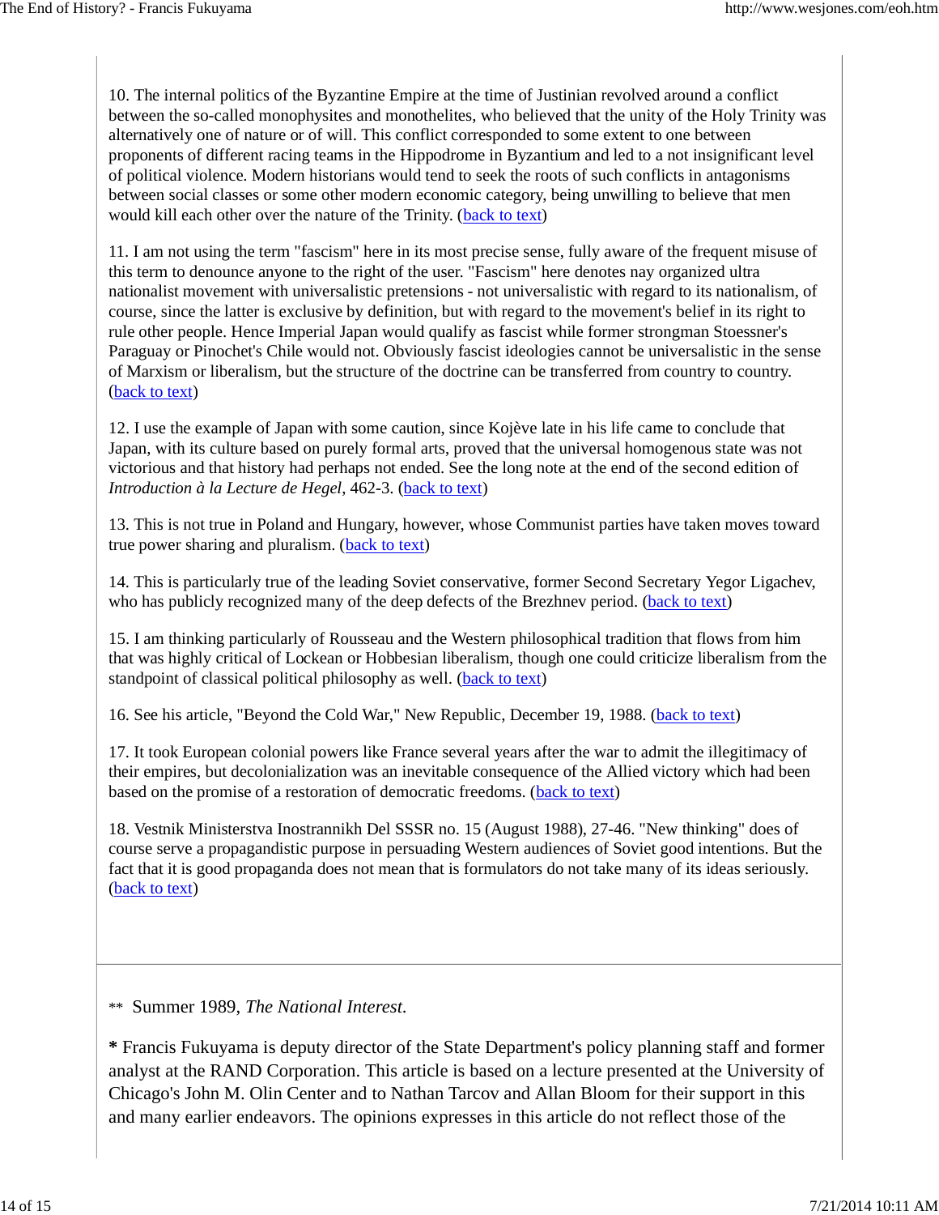10. The internal politics of the Byzantine Empire at the time of Justinian revolved around a conflict between the so-called monophysites and monothelites, who believed that the unity of the Holy Trinity was alternatively one of nature or of will. This conflict corresponded to some extent to one between proponents of different racing teams in the Hippodrome in Byzantium and led to a not insignificant level of political violence. Modern historians would tend to seek the roots of such conflicts in antagonisms between social classes or some other modern economic category, being unwilling to believe that men would kill each other over the nature of the Trinity. (back to text)

11. I am not using the term "fascism" here in its most precise sense, fully aware of the frequent misuse of this term to denounce anyone to the right of the user. "Fascism" here denotes nay organized ultra nationalist movement with universalistic pretensions - not universalistic with regard to its nationalism, of course, since the latter is exclusive by definition, but with regard to the movement's belief in its right to rule other people. Hence Imperial Japan would qualify as fascist while former strongman Stoessner's Paraguay or Pinochet's Chile would not. Obviously fascist ideologies cannot be universalistic in the sense of Marxism or liberalism, but the structure of the doctrine can be transferred from country to country. (back to text)

12. I use the example of Japan with some caution, since Kojève late in his life came to conclude that Japan, with its culture based on purely formal arts, proved that the universal homogenous state was not victorious and that history had perhaps not ended. See the long note at the end of the second edition of *Introduction à la Lecture de Hegel*, 462-3. (back to text)

13. This is not true in Poland and Hungary, however, whose Communist parties have taken moves toward true power sharing and pluralism. (back to text)

14. This is particularly true of the leading Soviet conservative, former Second Secretary Yegor Ligachev, who has publicly recognized many of the deep defects of the Brezhnev period. (back to text)

15. I am thinking particularly of Rousseau and the Western philosophical tradition that flows from him that was highly critical of Lockean or Hobbesian liberalism, though one could criticize liberalism from the standpoint of classical political philosophy as well. (back to text)

16. See his article, "Beyond the Cold War," New Republic, December 19, 1988. (back to text)

17. It took European colonial powers like France several years after the war to admit the illegitimacy of their empires, but decolonialization was an inevitable consequence of the Allied victory which had been based on the promise of a restoration of democratic freedoms. (back to text)

18. Vestnik Ministerstva Inostrannikh Del SSSR no. 15 (August 1988), 27-46. "New thinking" does of course serve a propagandistic purpose in persuading Western audiences of Soviet good intentions. But the fact that it is good propaganda does not mean that is formulators do not take many of its ideas seriously. (back to text)

---

** Summer 1989, *The National Interest*.

**\*** Francis Fukuyama is deputy director of the State Department's policy planning staff and former analyst at the RAND Corporation. This article is based on a lecture presented at the University of Chicago's John M. Olin Center and to Nathan Tarcov and Allan Bloom for their support in this and many earlier endeavors. The opinions expresses in this article do not reflect those of the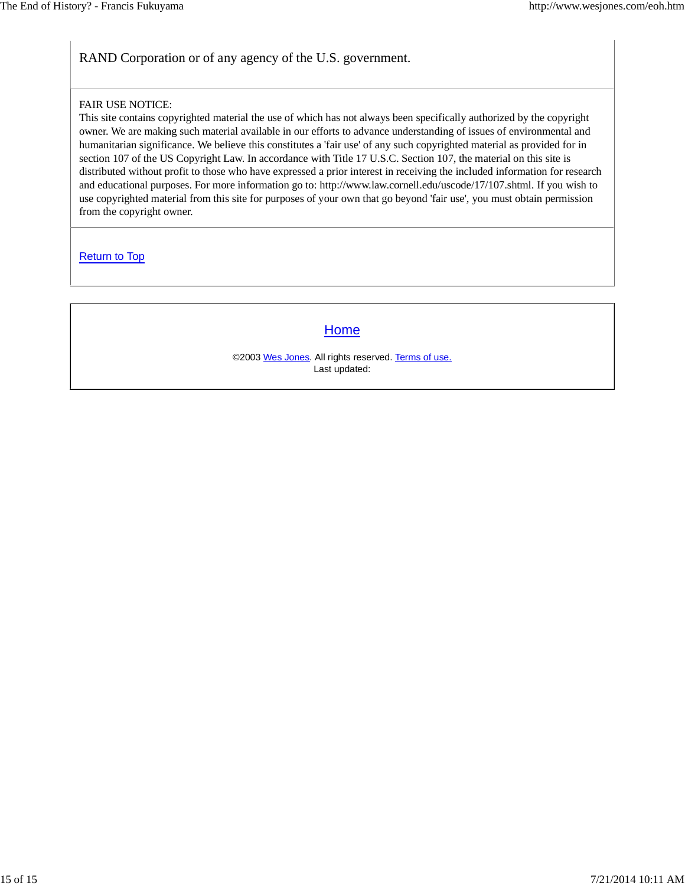RAND Corporation or of any agency of the U.S. government.

FAIR USE NOTICE:
This site contains copyrighted material the use of which has not always been specifically authorized by the copyright owner. We are making such material available in our efforts to advance understanding of issues of environmental and humanitarian significance. We believe this constitutes a 'fair use' of any such copyrighted material as provided for in section 107 of the US Copyright Law. In accordance with Title 17 U.S.C. Section 107, the material on this site is distributed without profit to those who have expressed a prior interest in receiving the included information for research and educational purposes. For more information go to: http://www.law.cornell.edu/uscode/17/107.shtml. If you wish to use copyrighted material from this site for purposes of your own that go beyond 'fair use', you must obtain permission from the copyright owner.

Return to Top

Home

©2003 Wes Jones. All rights reserved. Terms of use.
Last updated: